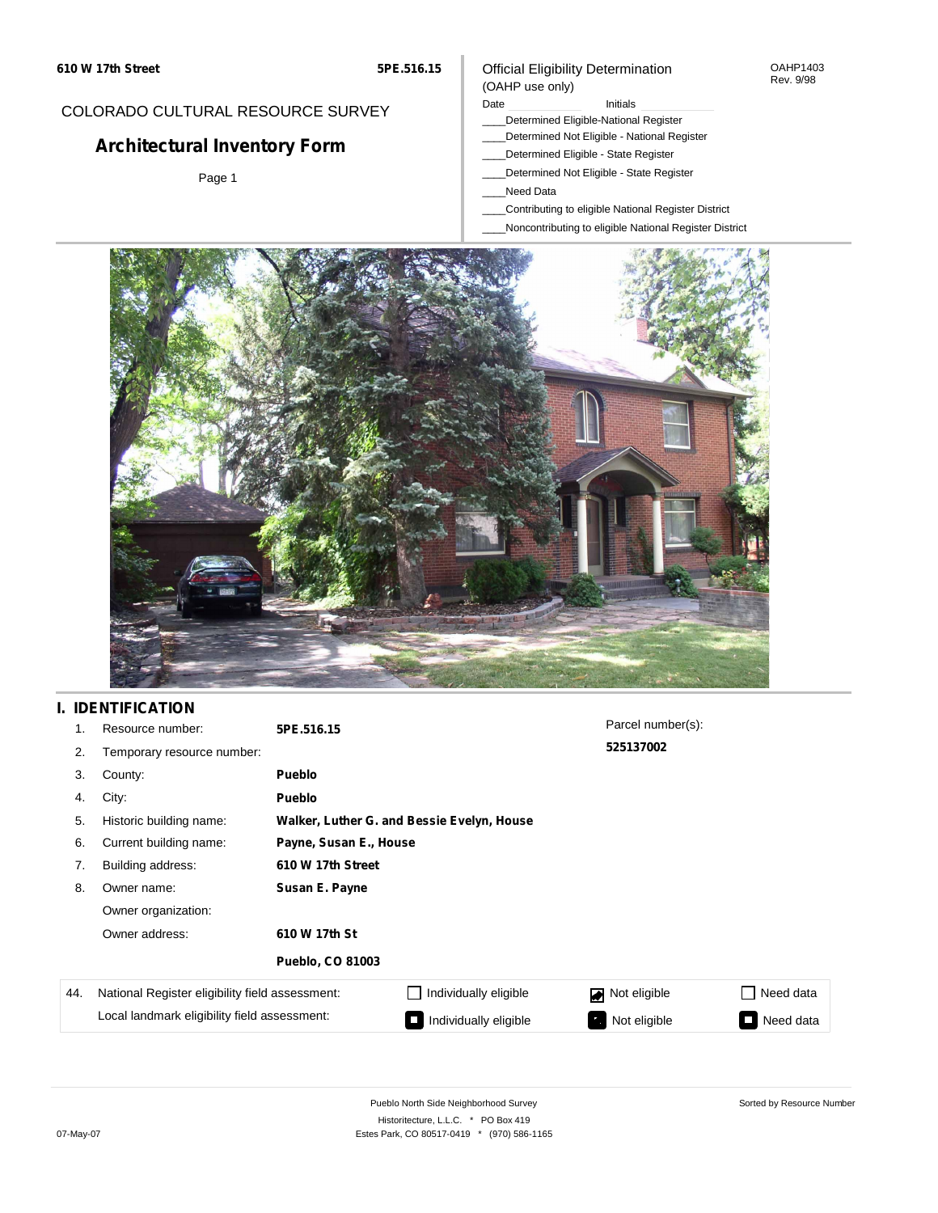610 W 17th Street — 5PE.516.15

COLORADO CULTURAL RESOURCE SURVEY

# Architectural Inventory Form

Page 1

Official Eligibility Determination
(OAHP use only)

OAHP1403
Rev. 9/98

Date ____________ Initials ____________

____Determined Eligible-National Register
____Determined Not Eligible - National Register
____Determined Eligible - State Register
____Determined Not Eligible - State Register
____Need Data
____Contributing to eligible National Register District
____Noncontributing to eligible National Register District

## I. IDENTIFICATION

1. Resource number: **5PE.516.15**
2. Temporary resource number:
3. County: **Pueblo**
4. City: **Pueblo**
5. Historic building name: **Walker, Luther G. and Bessie Evelyn, House**
6. Current building name: **Payne, Susan E., House**
7. Building address: **610 W 17th Street**
8. Owner name: **Susan E. Payne**

   Owner organization:

   Owner address: **610 W 17th St**
   **Pueblo, CO 81003**

Parcel number(s): **525137002**

| 44. | | | | |
|---|---|---|---|---|
| National Register eligibility field assessment: | ☐ Individually eligible | ☑ Not eligible | ☐ Need data |
| Local landmark eligibility field assessment: | ☐ Individually eligible | ☐ Not eligible | ☐ Need data |

Pueblo North Side Neighborhood Survey
Historitecture, L.L.C. * PO Box 419
Estes Park, CO 80517-0419 * (970) 586-1165

Sorted by Resource Number

07-May-07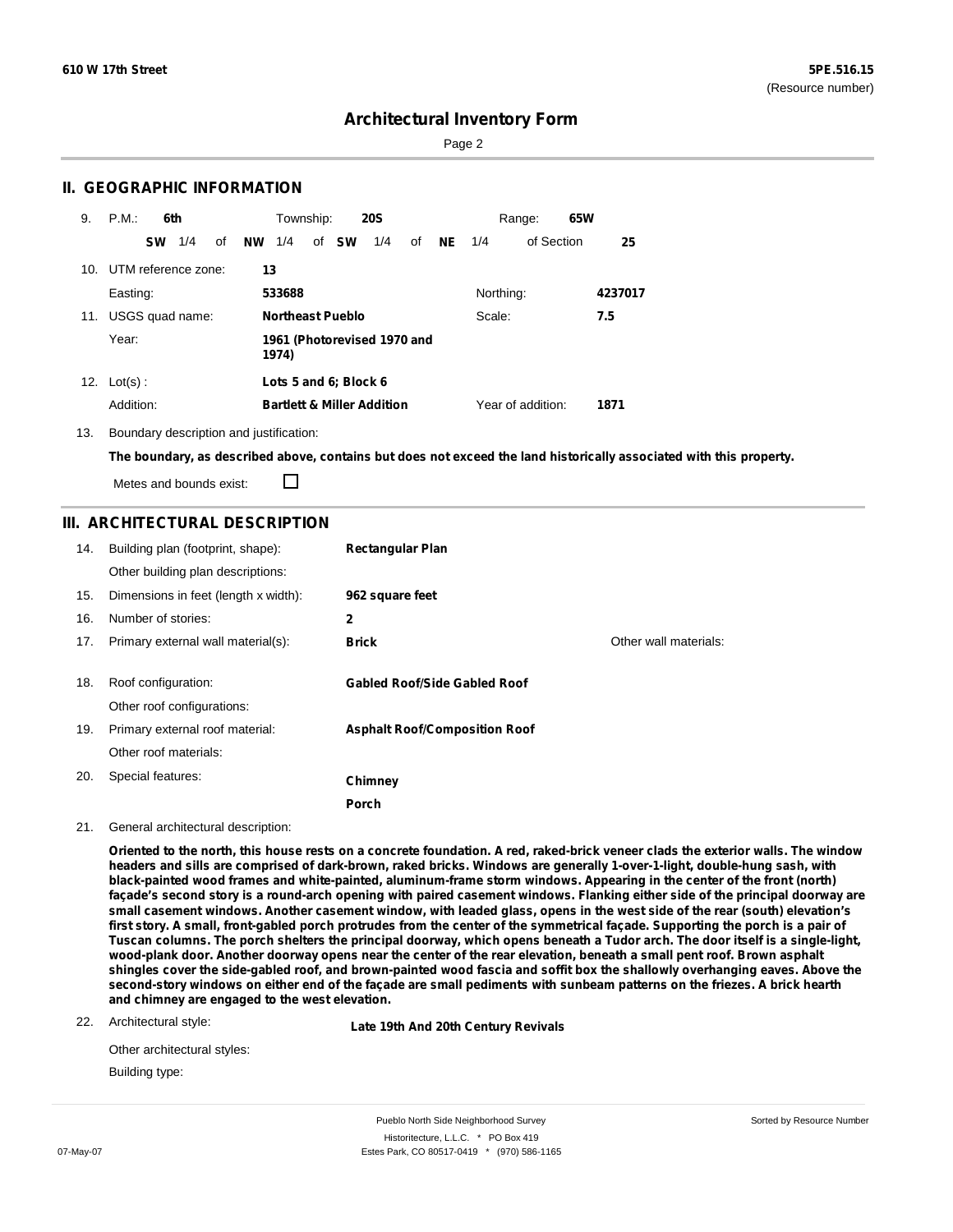# Architectural Inventory Form

## II. GEOGRAPHIC INFORMATION

9. P.M.: **6th** Township: **20S** Range: **65W**

**SW** 1/4 of **NW** 1/4 of **SW** 1/4 of **NE** 1/4 of Section **25**

10. UTM reference zone: **13**

Easting: **533688** Northing: **4237017**

11. USGS quad name: **Northeast Pueblo** Scale: **7.5**

Year: **1961 (Photorevised 1970 and 1974)**

12. Lot(s): **Lots 5 and 6; Block 6**

Addition: **Bartlett & Miller Addition** Year of addition: **1871**

13. Boundary description and justification:

**The boundary, as described above, contains but does not exceed the land historically associated with this property.**

Metes and bounds exist: ☐

## III. ARCHITECTURAL DESCRIPTION

14. Building plan (footprint, shape): **Rectangular Plan**

Other building plan descriptions:

15. Dimensions in feet (length x width): **962 square feet**

16. Number of stories: **2**

17. Primary external wall material(s): **Brick** Other wall materials:

18. Roof configuration: **Gabled Roof/Side Gabled Roof**

Other roof configurations:

19. Primary external roof material: **Asphalt Roof/Composition Roof**

Other roof materials:

20. Special features: **Chimney**

**Porch**

21. General architectural description:

**Oriented to the north, this house rests on a concrete foundation. A red, raked-brick veneer clads the exterior walls. The window headers and sills are comprised of dark-brown, raked bricks. Windows are generally 1-over-1-light, double-hung sash, with black-painted wood frames and white-painted, aluminum-frame storm windows. Appearing in the center of the front (north) façade's second story is a round-arch opening with paired casement windows. Flanking either side of the principal doorway are small casement windows. Another casement window, with leaded glass, opens in the west side of the rear (south) elevation's first story. A small, front-gabled porch protrudes from the center of the symmetrical façade. Supporting the porch is a pair of Tuscan columns. The porch shelters the principal doorway, which opens beneath a Tudor arch. The door itself is a single-light, wood-plank door. Another doorway opens near the center of the rear elevation, beneath a small pent roof. Brown asphalt shingles cover the side-gabled roof, and brown-painted wood fascia and soffit box the shallowly overhanging eaves. Above the second-story windows on either end of the façade are small pediments with sunbeam patterns on the friezes. A brick hearth and chimney are engaged to the west elevation.**

22. Architectural style: **Late 19th And 20th Century Revivals**

Other architectural styles:

Building type: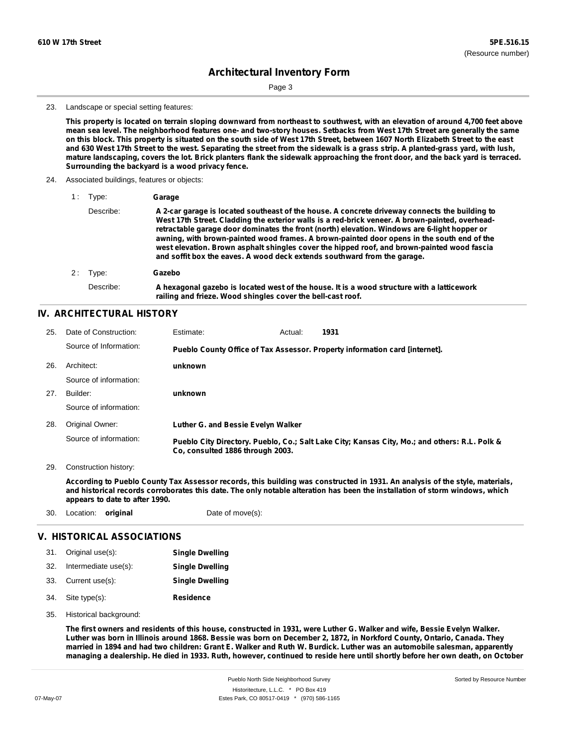## Architectural Inventory Form

23. Landscape or special setting features:

**This property is located on terrain sloping downward from northeast to southwest, with an elevation of around 4,700 feet above mean sea level. The neighborhood features one- and two-story houses. Setbacks from West 17th Street are generally the same on this block. This property is situated on the south side of West 17th Street, between 1607 North Elizabeth Street to the east and 630 West 17th Street to the west. Separating the street from the sidewalk is a grass strip. A planted-grass yard, with lush, mature landscaping, covers the lot. Brick planters flank the sidewalk approaching the front door, and the back yard is terraced. Surrounding the backyard is a wood privacy fence.**

24. Associated buildings, features or objects:

1 : Type: **Garage**

Describe: **A 2-car garage is located southeast of the house. A concrete driveway connects the building to West 17th Street. Cladding the exterior walls is a red-brick veneer. A brown-painted, overhead-retractable garage door dominates the front (north) elevation. Windows are 6-light hopper or awning, with brown-painted wood frames. A brown-painted door opens in the south end of the west elevation. Brown asphalt shingles cover the hipped roof, and brown-painted wood fascia and soffit box the eaves. A wood deck extends southward from the garage.**

2 : Type: **Gazebo**

Describe: **A hexagonal gazebo is located west of the house. It is a wood structure with a latticework railing and frieze. Wood shingles cover the bell-cast roof.**

## IV. ARCHITECTURAL HISTORY

25. Date of Construction: Estimate: Actual: **1931**

Source of Information: **Pueblo County Office of Tax Assessor. Property information card [internet].**

26. Architect: **unknown**

Source of information:

27. Builder: **unknown**

Source of information:

28. Original Owner: **Luther G. and Bessie Evelyn Walker**

Source of information: **Pueblo City Directory. Pueblo, Co.; Salt Lake City; Kansas City, Mo.; and others: R.L. Polk & Co, consulted 1886 through 2003.**

29. Construction history:

**According to Pueblo County Tax Assessor records, this building was constructed in 1931. An analysis of the style, materials, and historical records corroborates this date. The only notable alteration has been the installation of storm windows, which appears to date to after 1990.**

30. Location: **original** Date of move(s):

## V. HISTORICAL ASSOCIATIONS

31. Original use(s): **Single Dwelling**
32. Intermediate use(s): **Single Dwelling**
33. Current use(s): **Single Dwelling**
34. Site type(s): **Residence**
35. Historical background:

**The first owners and residents of this house, constructed in 1931, were Luther G. Walker and wife, Bessie Evelyn Walker. Luther was born in Illinois around 1868. Bessie was born on December 2, 1872, in Norkford County, Ontario, Canada. They married in 1894 and had two children: Grant E. Walker and Ruth W. Burdick. Luther was an automobile salesman, apparently managing a dealership. He died in 1933. Ruth, however, continued to reside here until shortly before her own death, on October**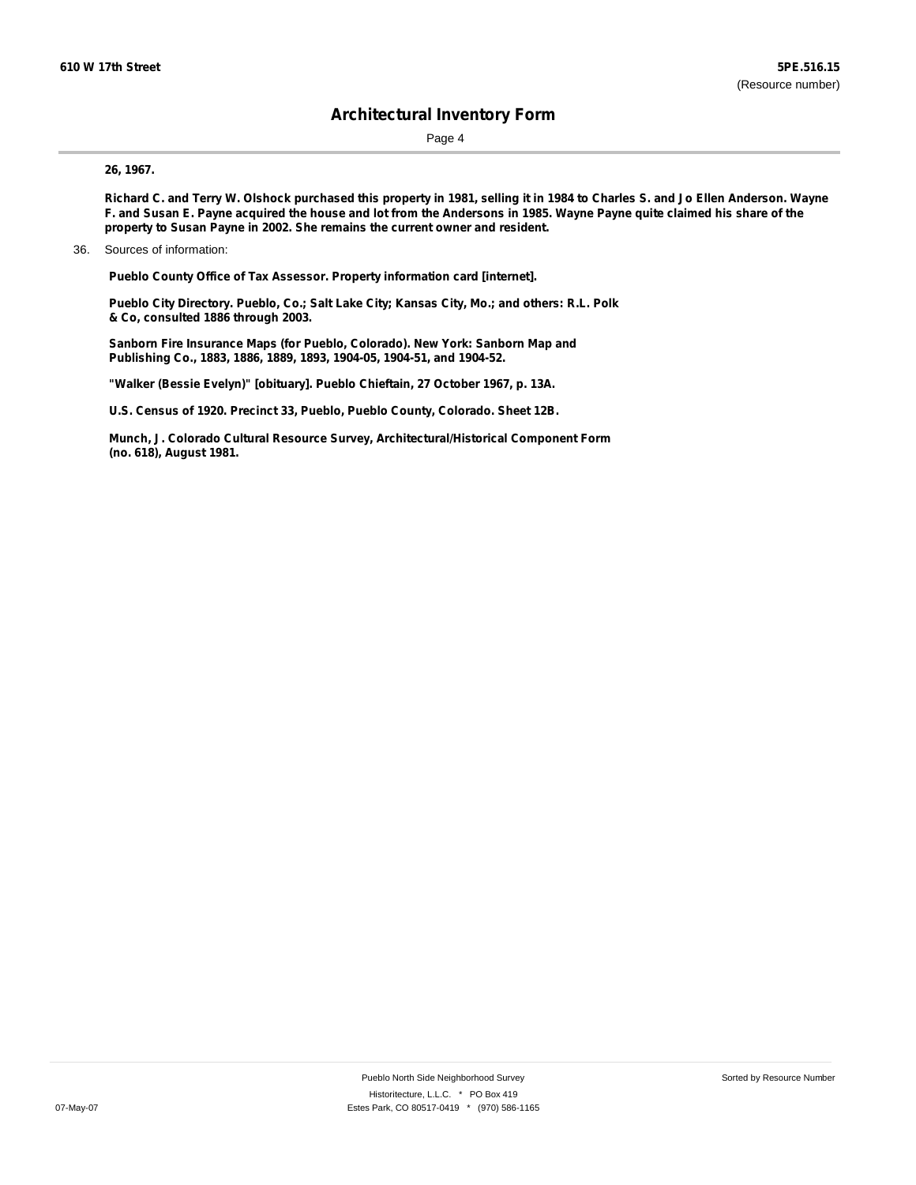**26, 1967.**

**Richard C. and Terry W. Olshock purchased this property in 1981, selling it in 1984 to Charles S. and Jo Ellen Anderson. Wayne F. and Susan E. Payne acquired the house and lot from the Andersons in 1985. Wayne Payne quite claimed his share of the property to Susan Payne in 2002. She remains the current owner and resident.**

36. Sources of information:

**Pueblo County Office of Tax Assessor. Property information card [internet].**

**Pueblo City Directory. Pueblo, Co.; Salt Lake City; Kansas City, Mo.; and others: R.L. Polk & Co, consulted 1886 through 2003.**

**Sanborn Fire Insurance Maps (for Pueblo, Colorado). New York: Sanborn Map and Publishing Co., 1883, 1886, 1889, 1893, 1904-05, 1904-51, and 1904-52.**

**"Walker (Bessie Evelyn)" [obituary]. Pueblo Chieftain, 27 October 1967, p. 13A.**

**U.S. Census of 1920. Precinct 33, Pueblo, Pueblo County, Colorado. Sheet 12B.**

**Munch, J. Colorado Cultural Resource Survey, Architectural/Historical Component Form (no. 618), August 1981.**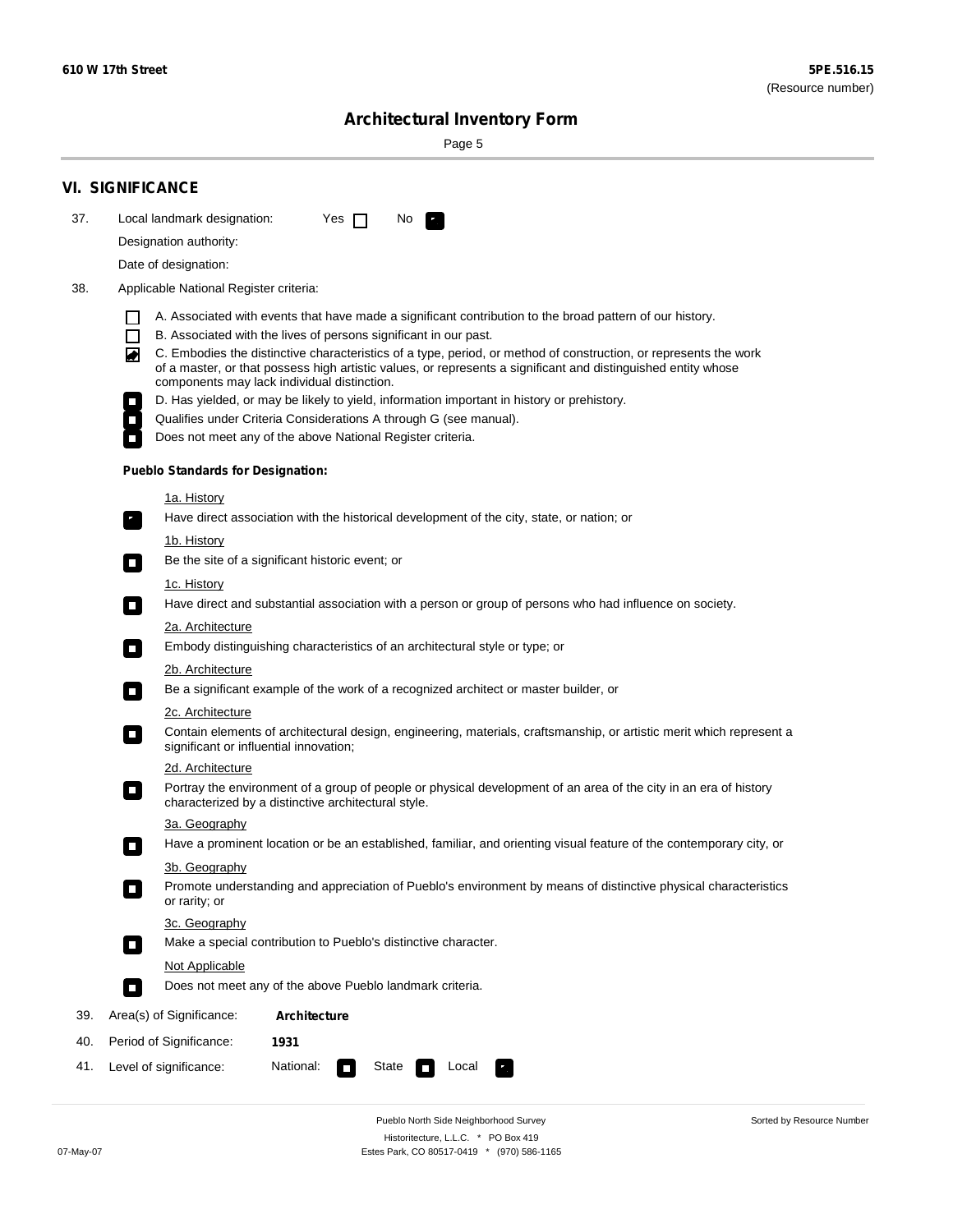## VI. SIGNIFICANCE

37. Local landmark designation: Yes ☐ No ☒

Designation authority:

Date of designation:

38. Applicable National Register criteria:

- ☐ A. Associated with events that have made a significant contribution to the broad pattern of our history.
- ☐ B. Associated with the lives of persons significant in our past.
- ☒ C. Embodies the distinctive characteristics of a type, period, or method of construction, or represents the work of a master, or that possess high artistic values, or represents a significant and distinguished entity whose components may lack individual distinction.
- ☐ D. Has yielded, or may be likely to yield, information important in history or prehistory.
- ☐ Qualifies under Criteria Considerations A through G (see manual).
- ☐ Does not meet any of the above National Register criteria.

**Pueblo Standards for Designation:**

1a. History

- ☒ Have direct association with the historical development of the city, state, or nation; or

1b. History

- ☐ Be the site of a significant historic event; or

1c. History

- ☐ Have direct and substantial association with a person or group of persons who had influence on society.

2a. Architecture

- ☐ Embody distinguishing characteristics of an architectural style or type; or

2b. Architecture

- ☐ Be a significant example of the work of a recognized architect or master builder, or

2c. Architecture

- ☐ Contain elements of architectural design, engineering, materials, craftsmanship, or artistic merit which represent a significant or influential innovation;

2d. Architecture

- ☐ Portray the environment of a group of people or physical development of an area of the city in an era of history characterized by a distinctive architectural style.

3a. Geography

- ☐ Have a prominent location or be an established, familiar, and orienting visual feature of the contemporary city, or

3b. Geography

- ☐ Promote understanding and appreciation of Pueblo's environment by means of distinctive physical characteristics or rarity; or

3c. Geography

- ☐ Make a special contribution to Pueblo's distinctive character.

Not Applicable

- ☐ Does not meet any of the above Pueblo landmark criteria.

39. Area(s) of Significance: **Architecture**

40. Period of Significance: **1931**

41. Level of significance: National: ☐ State ☐ Local ☒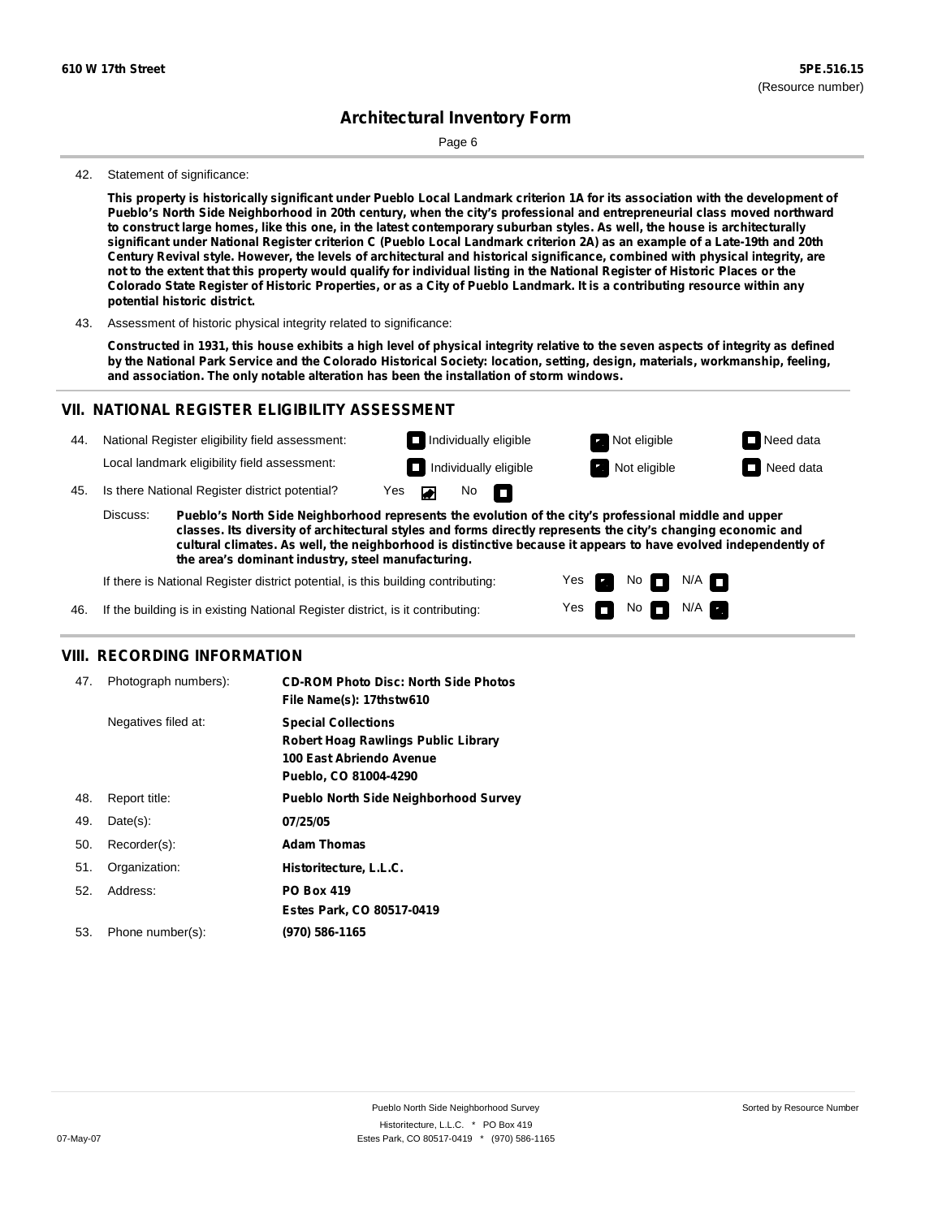# Architectural Inventory Form

42. Statement of significance:

**This property is historically significant under Pueblo Local Landmark criterion 1A for its association with the development of Pueblo's North Side Neighborhood in 20th century, when the city's professional and entrepreneurial class moved northward to construct large homes, like this one, in the latest contemporary suburban styles. As well, the house is architecturally significant under National Register criterion C (Pueblo Local Landmark criterion 2A) as an example of a Late-19th and 20th Century Revival style. However, the levels of architectural and historical significance, combined with physical integrity, are not to the extent that this property would qualify for individual listing in the National Register of Historic Places or the Colorado State Register of Historic Properties, or as a City of Pueblo Landmark. It is a contributing resource within any potential historic district.**

43. Assessment of historic physical integrity related to significance:

**Constructed in 1931, this house exhibits a high level of physical integrity relative to the seven aspects of integrity as defined by the National Park Service and the Colorado Historical Society: location, setting, design, materials, workmanship, feeling, and association. The only notable alteration has been the installation of storm windows.**

## VII. NATIONAL REGISTER ELIGIBILITY ASSESSMENT

44. National Register eligibility field assessment: ☐ Individually eligible ☑ Not eligible ☐ Need data

Local landmark eligibility field assessment: ☐ Individually eligible ☑ Not eligible ☐ Need data

45. Is there National Register district potential? Yes ☑ No ☐

Discuss: **Pueblo's North Side Neighborhood represents the evolution of the city's professional middle and upper classes. Its diversity of architectural styles and forms directly represents the city's changing economic and cultural climates. As well, the neighborhood is distinctive because it appears to have evolved independently of the area's dominant industry, steel manufacturing.**

If there is National Register district potential, is this building contributing: Yes ☑ No ☐ N/A ☐

46. If the building is in existing National Register district, is it contributing: Yes ☐ No ☐ N/A ☑

## VIII. RECORDING INFORMATION

47. Photograph numbers): **CD-ROM Photo Disc: North Side Photos**
**File Name(s): 17thstw610**

Negatives filed at: **Special Collections**
**Robert Hoag Rawlings Public Library**
**100 East Abriendo Avenue**
**Pueblo, CO 81004-4290**

48. Report title: **Pueblo North Side Neighborhood Survey**

49. Date(s): **07/25/05**

50. Recorder(s): **Adam Thomas**

51. Organization: **Historitecture, L.L.C.**

52. Address: **PO Box 419**
**Estes Park, CO 80517-0419**

53. Phone number(s): **(970) 586-1165**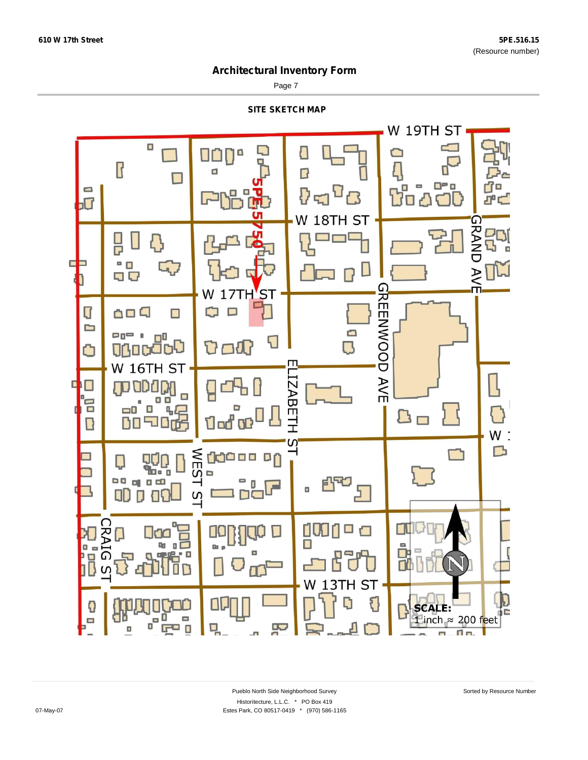610 W 17th Street

5PE.516.15
(Resource number)

# Architectural Inventory Form

Page 7

## SITE SKETCH MAP

W 19TH ST

W 18TH ST

W 17TH ST

W 16TH ST

5PE.5750

GRAND AVE

GREENWOOD AVE

ELIZABETH ST

WEST ST

CRAIG ST

W 13TH ST

W 1

N

**SCALE:**
1 inch ≈ 200 feet

Pueblo North Side Neighborhood Survey
Historitecture, L.L.C. * PO Box 419
Estes Park, CO 80517-0419 * (970) 586-1165

Sorted by Resource Number

07-May-07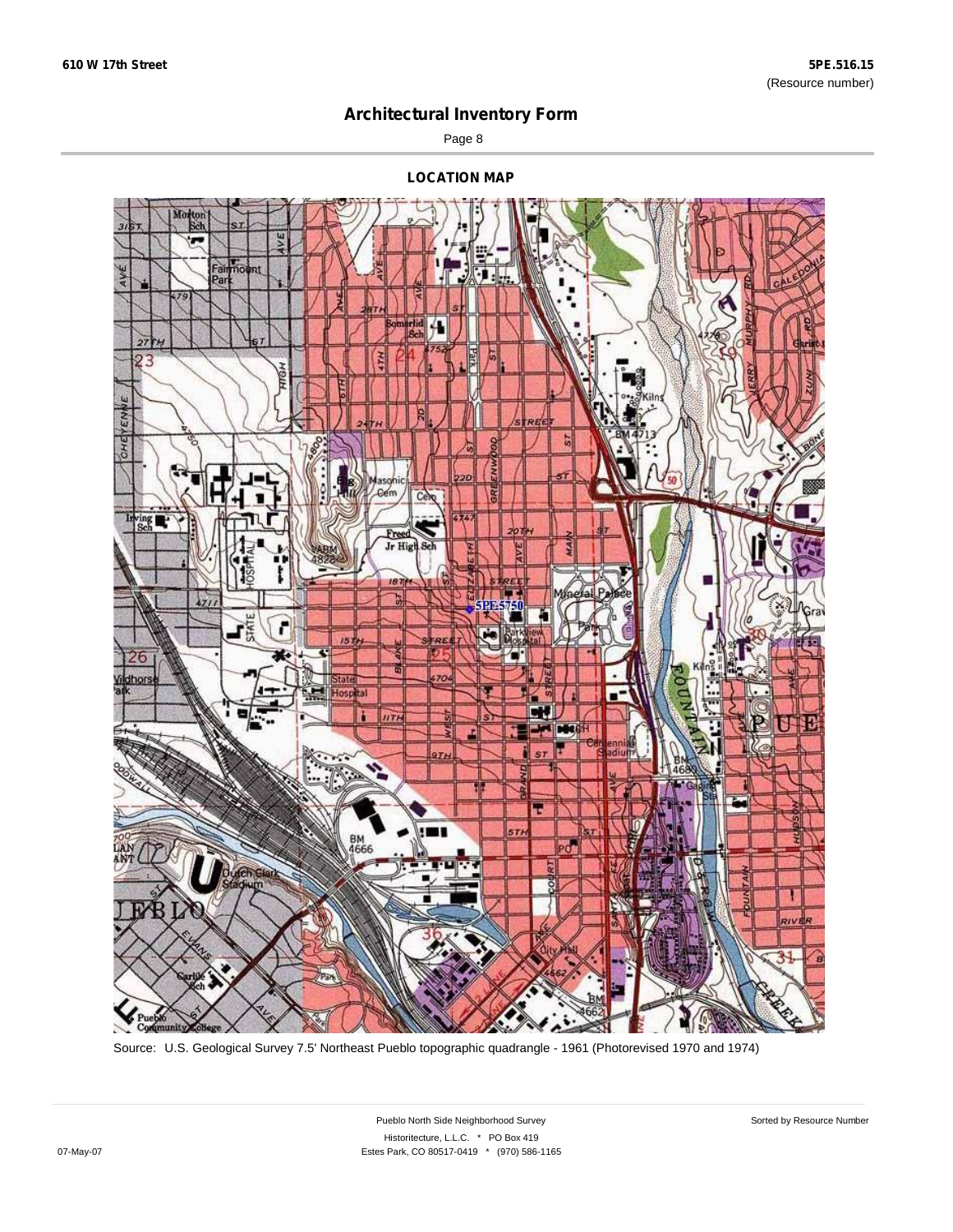## LOCATION MAP

Source: U.S. Geological Survey 7.5' Northeast Pueblo topographic quadrangle - 1961 (Photorevised 1970 and 1974)